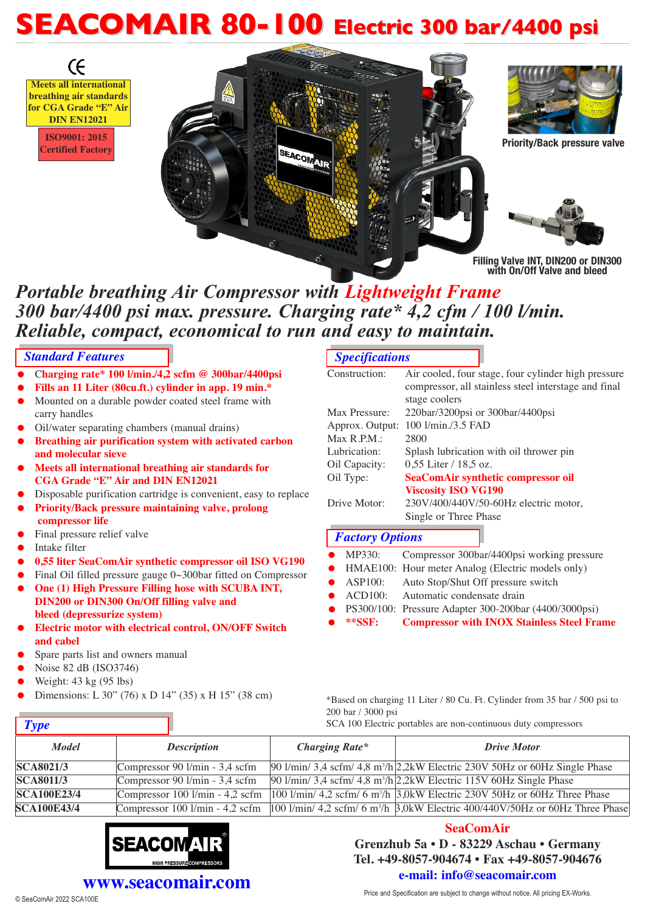# SEACOMAIR 80-100 Electric 300 bar/4400 psi

CE

Meets all international breathing air standards for CGA Grade "E" Air DIN EN12021

ISO9001: 2015 Certified Factory

Priority/Back pressure valve

Filling Valve INT, DIN200 or DIN300 with On/Off Valve and bleed

## *Portable breathing Air Compressor with Lightweight Frame 300 bar/4400 psi max. pressure. Charging rate* 4,2 cfm / 100 l/min. Reliable, compact, economical to run and easy to maintain.*

### *Standard Features*

- **Charging rate* 100 l/min./4,2 scfm @ 300bar/4400psi**
- **Fills an 11 Liter (80cu.ft.) cylinder in app. 19 min.***
- Mounted on a durable powder coated steel frame with carry handles
- Oil/water separating chambers (manual drains)
- **Breathing air purification system with activated carbon and molecular sieve**
- **Meets all international breathing air standards for CGA Grade "E" Air and DIN EN12021**
- Disposable purification cartridge is convenient, easy to replace
- **Priority/Back pressure maintaining valve, prolong compressor life**
- Final pressure relief valve
- Intake filter
- **0,55 liter SeaComAir synthetic compressor oil ISO VG190**
- Final Oil filled pressure gauge 0~300bar fitted on Compressor
- **One (1) High Pressure Filling hose with SCUBA INT, DIN200 or DIN300 On/Off filling valve and bleed (depressurize system)**
- **Electric motor with electrical control, ON/OFF Switch and cabel**
- Spare parts list and owners manual
- Noise 82 dB (ISO3746)
- Weight: 43 kg (95 lbs)
- Dimensions: L 30" (76) x D 14" (35) x H 15" (38 cm)

### *Specifications*

| | |
|---|---|
| Construction: | Air cooled, four stage, four cylinder high pressure compressor, all stainless steel interstage and final stage coolers |
| Max Pressure: | 220bar/3200psi or 300bar/4400psi |
| Approx. Output: | 100 l/min./3.5 FAD |
| Max R.P.M.: | 2800 |
| Lubrication: | Splash lubrication with oil thrower pin |
| Oil Capacity: | 0,55 Liter / 18,5 oz. |
| Oil Type: | **SeaComAir synthetic compressor oil Viscosity ISO VG190** |
| Drive Motor: | 230V/400/440V/50-60Hz electric motor, Single or Three Phase |

### *Factory Options*

- MP330: Compressor 300bar/4400psi working pressure
- HMAE100: Hour meter Analog (Electric models only)
- ASP100: Auto Stop/Shut Off pressure switch
- ACD100: Automatic condensate drain
- PS300/100: Pressure Adapter 300-200bar (4400/3000psi)
- **\*\*SSF: Compressor with INOX Stainless Steel Frame**

*Based on charging 11 Liter / 80 Cu. Ft. Cylinder from 35 bar / 500 psi to 200 bar / 3000 psi
SCA 100 Electric portables are non-continuous duty compressors

### *Type*

| *Model* | *Description* | *Charging Rate** | *Drive Motor* |
|---|---|---|---|
| **SCA8021/3** | Compressor 90 l/min - 3,4 scfm | 90 l/min/ 3,4 scfm/ 4,8 m³/h | 2,2kW Electric 230V 50Hz or 60Hz Single Phase |
| **SCA8011/3** | Compressor 90 l/min - 3,4 scfm | 90 l/min/ 3,4 scfm/ 4,8 m³/h | 2,2kW Electric 115V 60Hz Single Phase |
| **SCA100E23/4** | Compressor 100 l/min - 4,2 scfm | 100 l/min/ 4,2 scfm/ 6 m³/h | 3,0kW Electric 230V 50Hz or 60Hz Three Phase |
| **SCA100E43/4** | Compressor 100 l/min - 4,2 scfm | 100 l/min/ 4,2 scfm/ 6 m³/h | 3,0kW Electric 400/440V/50Hz or 60Hz Three Phase |

SEACOMAIR® HIGH PRESSURE COMPRESSORS

**www.seacomair.com**

**SeaComAir**
**Grenzhub 5a • D - 83229 Aschau • Germany**
**Tel. +49-8057-904674 • Fax +49-8057-904676**
**e-mail: info@seacomair.com**

© SeaComAir 2022 SCA100E

Price and Specification are subject to change without notice. All pricing EX-Works.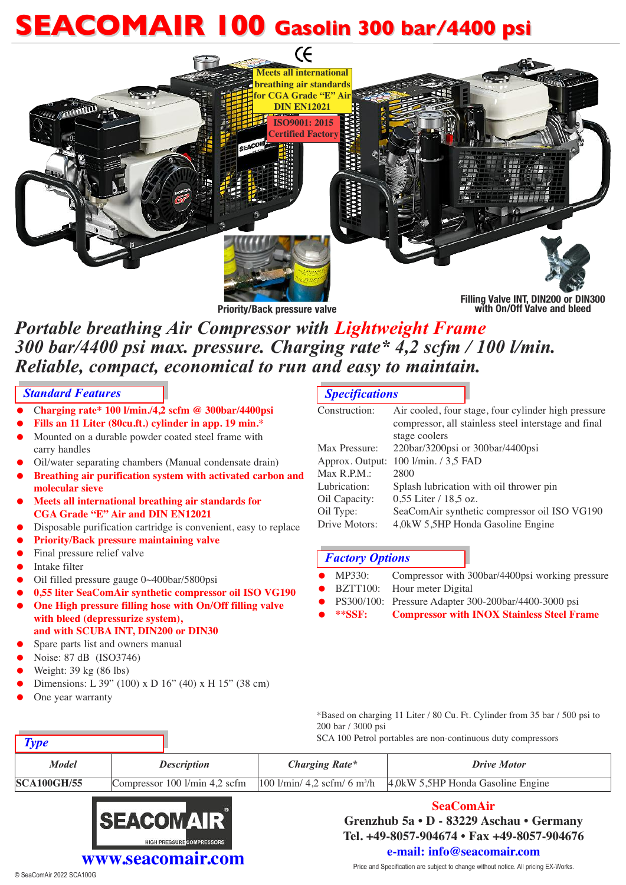# SEACOMAIR 100 Gasolin 300 bar/4400 psi

Meets all international breathing air standards for CGA Grade "E" Air DIN EN12021

ISO9001: 2015 Certified Factory

Priority/Back pressure valve

Filling Valve INT, DIN200 or DIN300 with On/Off Valve and bleed

***Portable breathing Air Compressor with Lightweight Frame***
***300 bar/4400 psi max. pressure. Charging rate* 4,2 scfm / 100 l/min.***
***Reliable, compact, economical to run and easy to maintain.***

## Standard Features

- **Charging rate* 100 l/min./4,2 scfm @ 300bar/4400psi**
- **Fills an 11 Liter (80cu.ft.) cylinder in app. 19 min.***
- Mounted on a durable powder coated steel frame with carry handles
- Oil/water separating chambers (Manual condensate drain)
- **Breathing air purification system with activated carbon and molecular sieve**
- **Meets all international breathing air standards for CGA Grade "E" Air and DIN EN12021**
- Disposable purification cartridge is convenient, easy to replace
- **Priority/Back pressure maintaining valve**
- Final pressure relief valve
- Intake filter
- Oil filled pressure gauge 0~400bar/5800psi
- **0,55 liter SeaComAir synthetic compressor oil ISO VG190**
- **One High pressure filling hose with On/Off filling valve with bleed (depressurize system), and with SCUBA INT, DIN200 or DIN30**
- Spare parts list and owners manual
- Noise: 87 dB (ISO3746)
- Weight: 39 kg (86 lbs)
- Dimensions: L 39" (100) x D 16" (40) x H 15" (38 cm)
- One year warranty

## Specifications

| | |
|---|---|
| Construction: | Air cooled, four stage, four cylinder high pressure compressor, all stainless steel interstage and final stage coolers |
| Max Pressure: | 220bar/3200psi or 300bar/4400psi |
| Approx. Output: | 100 l/min. / 3,5 FAD |
| Max R.P.M.: | 2800 |
| Lubrication: | Splash lubrication with oil thrower pin |
| Oil Capacity: | 0,55 Liter / 18,5 oz. |
| Oil Type: | SeaComAir synthetic compressor oil ISO VG190 |
| Drive Motors: | 4,0kW 5,5HP Honda Gasoline Engine |

## Factory Options

- MP330: Compressor with 300bar/4400psi working pressure
- BZTT100: Hour meter Digital
- PS300/100: Pressure Adapter 300-200bar/4400-3000 psi
- **\*\*SSF: Compressor with INOX Stainless Steel Frame**

*Based on charging 11 Liter / 80 Cu. Ft. Cylinder from 35 bar / 500 psi to 200 bar / 3000 psi
SCA 100 Petrol portables are non-continuous duty compressors

## Type

| Model | Description | Charging Rate* | Drive Motor |
|---|---|---|---|
| SCA100GH/55 | Compressor 100 l/min 4,2 scfm | 100 l/min/ 4,2 scfm/ 6 m³/h | 4,0kW 5,5HP Honda Gasoline Engine |

SEACOMAIR® HIGH PRESSURE COMPRESSORS

www.seacomair.com

**SeaComAir**
**Grenzhub 5a • D - 83229 Aschau • Germany**
**Tel. +49-8057-904674 • Fax +49-8057-904676**
**e-mail: info@seacomair.com**

Price and Specification are subject to change without notice. All pricing EX-Works.

© SeaComAir 2022 SCA100G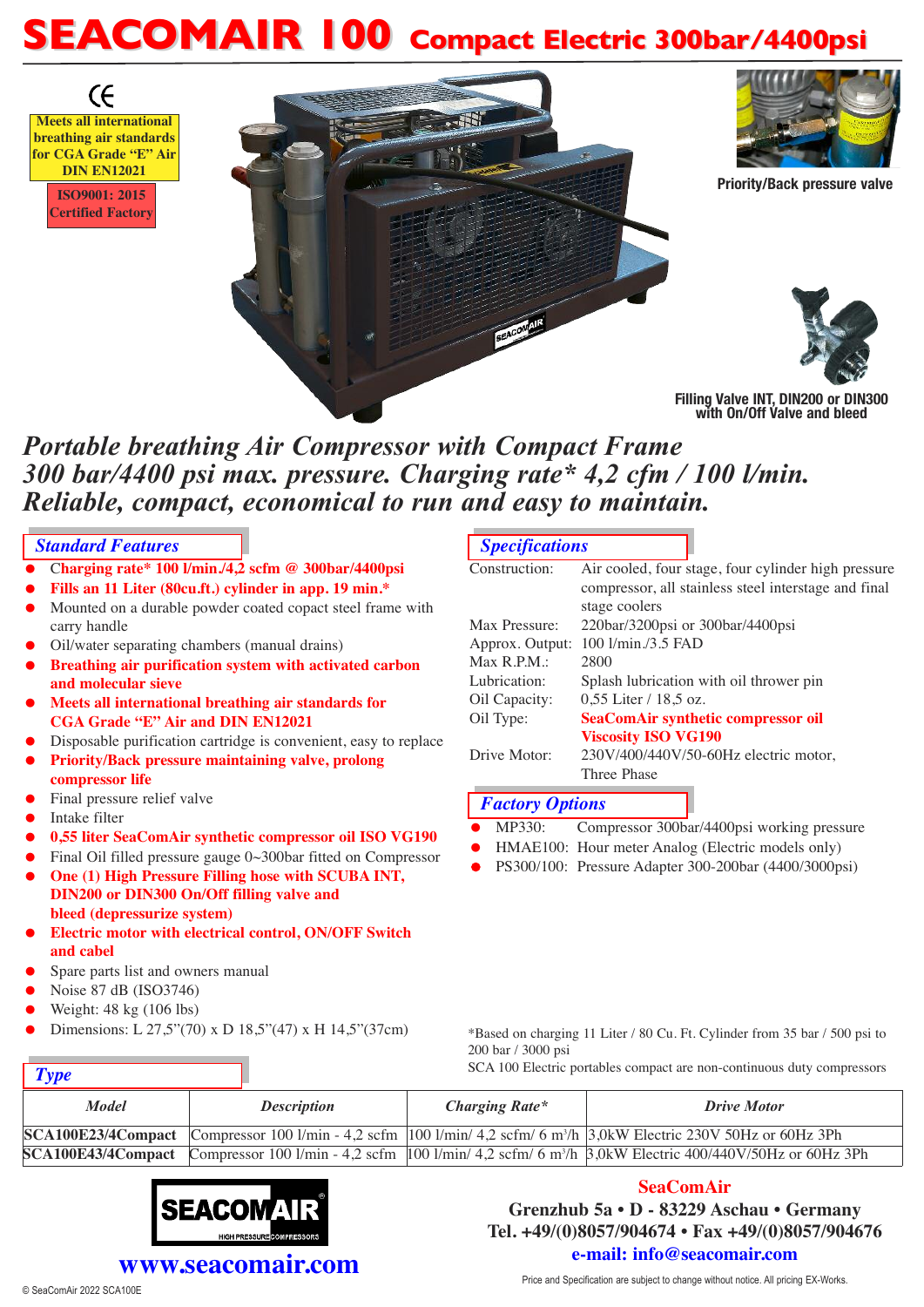# SEACOMAIR 100 Compact Electric 300bar/4400psi

CE

Meets all international breathing air standards for CGA Grade "E" Air DIN EN12021

ISO9001: 2015 Certified Factory

Priority/Back pressure valve

Filling Valve INT, DIN200 or DIN300 with On/Off Valve and bleed

## *Portable breathing Air Compressor with Compact Frame 300 bar/4400 psi max. pressure. Charging rate* 4,2 cfm / 100 l/min. Reliable, compact, economical to run and easy to maintain.*

### *Standard Features*

- **Charging rate* 100 l/min./4,2 scfm @ 300bar/4400psi**
- **Fills an 11 Liter (80cu.ft.) cylinder in app. 19 min.***
- Mounted on a durable powder coated copact steel frame with carry handle
- Oil/water separating chambers (manual drains)
- **Breathing air purification system with activated carbon and molecular sieve**
- **Meets all international breathing air standards for CGA Grade "E" Air and DIN EN12021**
- Disposable purification cartridge is convenient, easy to replace
- **Priority/Back pressure maintaining valve, prolong compressor life**
- Final pressure relief valve
- Intake filter
- **0,55 liter SeaComAir synthetic compressor oil ISO VG190**
- Final Oil filled pressure gauge 0~300bar fitted on Compressor
- **One (1) High Pressure Filling hose with SCUBA INT, DIN200 or DIN300 On/Off filling valve and bleed (depressurize system)**
- **Electric motor with electrical control, ON/OFF Switch and cabel**
- Spare parts list and owners manual
- Noise 87 dB (ISO3746)
- Weight: 48 kg (106 lbs)
- Dimensions: L 27,5"(70) x D 18,5"(47) x H 14,5"(37cm)

### *Specifications*

| | |
|---|---|
| Construction: | Air cooled, four stage, four cylinder high pressure compressor, all stainless steel interstage and final stage coolers |
| Max Pressure: | 220bar/3200psi or 300bar/4400psi |
| Approx. Output: | 100 l/min./3.5 FAD |
| Max R.P.M.: | 2800 |
| Lubrication: | Splash lubrication with oil thrower pin |
| Oil Capacity: | 0,55 Liter / 18,5 oz. |
| Oil Type: | **SeaComAir synthetic compressor oil Viscosity ISO VG190** |
| Drive Motor: | 230V/400/440V/50-60Hz electric motor, Three Phase |

### *Factory Options*

- MP330: Compressor 300bar/4400psi working pressure
- HMAE100: Hour meter Analog (Electric models only)
- PS300/100: Pressure Adapter 300-200bar (4400/3000psi)

*Based on charging 11 Liter / 80 Cu. Ft. Cylinder from 35 bar / 500 psi to 200 bar / 3000 psi

SCA 100 Electric portables compact are non-continuous duty compressors

### *Type*

| *Model* | *Description* | *Charging Rate** | *Drive Motor* |
|---|---|---|---|
| **SCA100E23/4Compact** | Compressor 100 l/min - 4,2 scfm | 100 l/min/ 4,2 scfm/ 6 m³/h | 3,0kW Electric 230V 50Hz or 60Hz 3Ph |
| **SCA100E43/4Compact** | Compressor 100 l/min - 4,2 scfm | 100 l/min/ 4,2 scfm/ 6 m³/h | 3,0kW Electric 400/440V/50Hz or 60Hz 3Ph |

SEACOMAIR® HIGH PRESSURE COMPRESSORS

**www.seacomair.com**

**SeaComAir**
**Grenzhub 5a • D - 83229 Aschau • Germany**
**Tel. +49/(0)8057/904674 • Fax +49/(0)8057/904676**
**e-mail: info@seacomair.com**

© SeaComAir 2022 SCA100E

Price and Specification are subject to change without notice. All pricing EX-Works.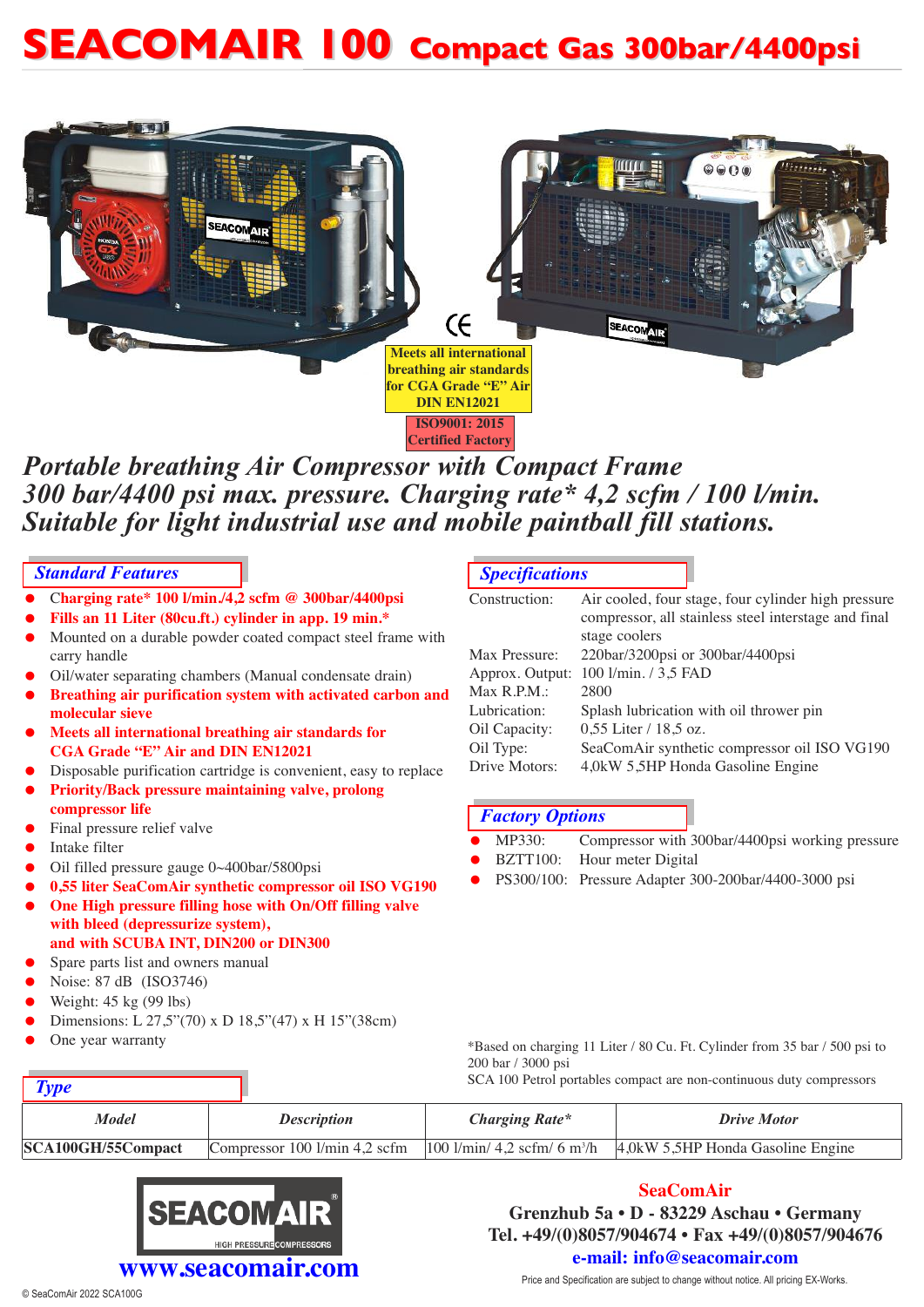# SEACOMAIR 100 Compact Gas 300bar/4400psi

CE

Meets all international breathing air standards for CGA Grade "E" Air DIN EN12021

ISO9001: 2015 Certified Factory

***Portable breathing Air Compressor with Compact Frame 300 bar/4400 psi max. pressure. Charging rate* 4,2 scfm / 100 l/min. Suitable for light industrial use and mobile paintball fill stations.***

## *Standard Features*

- **Charging rate* 100 l/min./4,2 scfm @ 300bar/4400psi**
- **Fills an 11 Liter (80cu.ft.) cylinder in app. 19 min.***
- Mounted on a durable powder coated compact steel frame with carry handle
- Oil/water separating chambers (Manual condensate drain)
- **Breathing air purification system with activated carbon and molecular sieve**
- **Meets all international breathing air standards for CGA Grade "E" Air and DIN EN12021**
- Disposable purification cartridge is convenient, easy to replace
- **Priority/Back pressure maintaining valve, prolong compressor life**
- Final pressure relief valve
- Intake filter
- Oil filled pressure gauge 0~400bar/5800psi
- **0,55 liter SeaComAir synthetic compressor oil ISO VG190**
- **One High pressure filling hose with On/Off filling valve with bleed (depressurize system), and with SCUBA INT, DIN200 or DIN300**
- Spare parts list and owners manual
- Noise: 87 dB (ISO3746)
- Weight: 45 kg (99 lbs)
- Dimensions: L 27,5"(70) x D 18,5"(47) x H 15"(38cm)
- One year warranty

## *Specifications*

| | |
|---|---|
| Construction: | Air cooled, four stage, four cylinder high pressure compressor, all stainless steel interstage and final stage coolers |
| Max Pressure: | 220bar/3200psi or 300bar/4400psi |
| Approx. Output: | 100 l/min. / 3,5 FAD |
| Max R.P.M.: | 2800 |
| Lubrication: | Splash lubrication with oil thrower pin |
| Oil Capacity: | 0,55 Liter / 18,5 oz. |
| Oil Type: | SeaComAir synthetic compressor oil ISO VG190 |
| Drive Motors: | 4,0kW 5,5HP Honda Gasoline Engine |

## *Factory Options*

- MP330: Compressor with 300bar/4400psi working pressure
- BZTT100: Hour meter Digital
- PS300/100: Pressure Adapter 300-200bar/4400-3000 psi

*Based on charging 11 Liter / 80 Cu. Ft. Cylinder from 35 bar / 500 psi to 200 bar / 3000 psi
SCA 100 Petrol portables compact are non-continuous duty compressors

## *Type*

| *Model* | *Description* | *Charging Rate** | *Drive Motor* |
|---|---|---|---|
| **SCA100GH/55Compact** | Compressor 100 l/min 4,2 scfm | 100 l/min/ 4,2 scfm/ 6 m³/h | 4,0kW 5,5HP Honda Gasoline Engine |

SEACOMAIR® HIGH PRESSURE COMPRESSORS

**www.seacomair.com**

**SeaComAir**
**Grenzhub 5a • D - 83229 Aschau • Germany**
**Tel. +49/(0)8057/904674 • Fax +49/(0)8057/904676**
**e-mail: info@seacomair.com**

Price and Specification are subject to change without notice. All pricing EX-Works.

© SeaComAir 2022 SCA100G